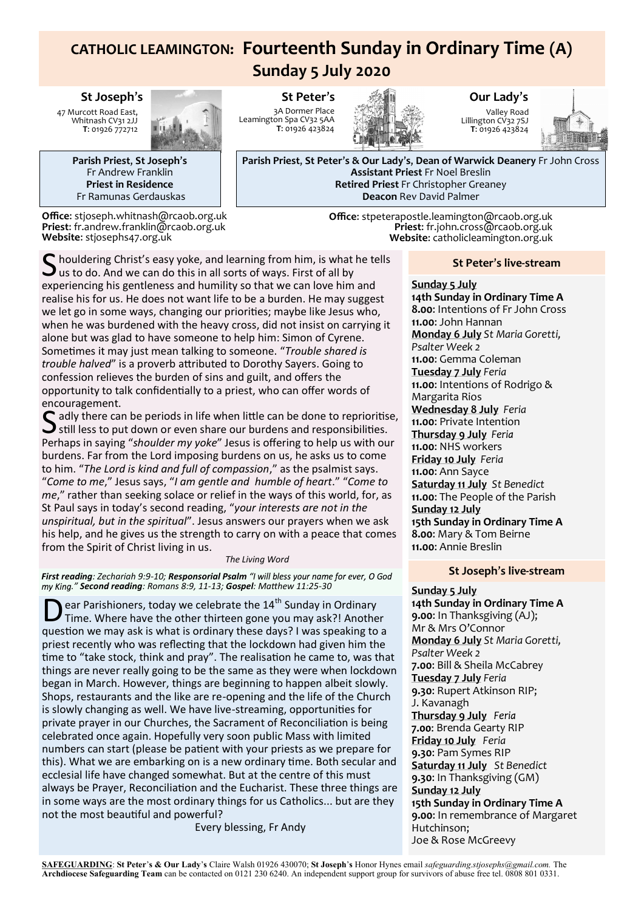# CATHOLIC LEAMINGTON: Fourteenth Sunday in Ordinary Time (A)

## Sunday 5 July 2020

**St Joseph's**
47 Murcott Road East, Whitnash CV31 2JJ
**T:** 01926 772712

**St Peter's**
3A Dormer Place
Leamington Spa CV32 5AA
**T:** 01926 423824

**Our Lady's**
Valley Road
Lillington CV32 7SJ
**T:** 01926 423824

**Parish Priest, St Joseph's**
Fr Andrew Franklin
**Priest in Residence**
Fr Ramunas Gerdauskas

**Parish Priest, St Peter's & Our Lady's, Dean of Warwick Deanery** Fr John Cross
**Assistant Priest** Fr Noel Breslin
**Retired Priest** Fr Christopher Greaney
**Deacon** Rev David Palmer

**Office:** stjoseph.whitnash@rcaob.org.uk
**Priest:** fr.andrew.franklin@rcaob.org.uk
**Website:** stjosephs47.org.uk

**Office:** stpeterapostle.leamington@rcaob.org.uk
**Priest:** fr.john.cross@rcaob.org.uk
**Website:** catholicleamington.org.uk

Shouldering Christ's easy yoke, and learning from him, is what he tells us to do. And we can do this in all sorts of ways. First of all by experiencing his gentleness and humility so that we can love him and realise his for us. He does not want life to be a burden. He may suggest we let go in some ways, changing our priorities; maybe like Jesus who, when he was burdened with the heavy cross, did not insist on carrying it alone but was glad to have someone to help him: Simon of Cyrene. Sometimes it may just mean talking to someone. "*Trouble shared is trouble halved*" is a proverb attributed to Dorothy Sayers. Going to confession relieves the burden of sins and guilt, and offers the opportunity to talk confidentially to a priest, who can offer words of encouragement.

Sadly there can be periods in life when little can be done to reprioritise, still less to put down or even share our burdens and responsibilities. Perhaps in saying "*shoulder my yoke*" Jesus is offering to help us with our burdens. Far from the Lord imposing burdens on us, he asks us to come to him. "*The Lord is kind and full of compassion*," as the psalmist says. "*Come to me*," Jesus says, "*I am gentle and humble of heart*." "*Come to me*," rather than seeking solace or relief in the ways of this world, for, as St Paul says in today's second reading, "*your interests are not in the unspiritual, but in the spiritual*". Jesus answers our prayers when we ask his help, and he gives us the strength to carry on with a peace that comes from the Spirit of Christ living in us.

*The Living Word*

***First reading**: Zechariah 9:9-10; **Responsorial Psalm** "I will bless your name for ever, O God my King." **Second reading**: Romans 8:9, 11-13; **Gospel**: Matthew 11:25-30*

Dear Parishioners, today we celebrate the 14th Sunday in Ordinary Time. Where have the other thirteen gone you may ask?! Another question we may ask is what is ordinary these days? I was speaking to a priest recently who was reflecting that the lockdown had given him the time to "take stock, think and pray". The realisation he came to, was that things are never really going to be the same as they were when lockdown began in March. However, things are beginning to happen albeit slowly. Shops, restaurants and the like are re-opening and the life of the Church is slowly changing as well. We have live-streaming, opportunities for private prayer in our Churches, the Sacrament of Reconciliation is being celebrated once again. Hopefully very soon public Mass with limited numbers can start (please be patient with your priests as we prepare for this). What we are embarking on is a new ordinary time. Both secular and ecclesial life have changed somewhat. But at the centre of this must always be Prayer, Reconciliation and the Eucharist. These three things are in some ways are the most ordinary things for us Catholics... but are they not the most beautiful and powerful?

Every blessing, Fr Andy

### St Peter's live-stream

**Sunday 5 July**
**14th Sunday in Ordinary Time A**
**8.00:** Intentions of Fr John Cross
**11.00:** John Hannan
**Monday 6 July** *St Maria Goretti, Psalter Week 2*
**11.00:** Gemma Coleman
**Tuesday 7 July** *Feria*
**11.00:** Intentions of Rodrigo & Margarita Rios
**Wednesday 8 July** *Feria*
**11.00:** Private Intention
**Thursday 9 July** *Feria*
**11.00:** NHS workers
**Friday 10 July** *Feria*
**11.00:** Ann Sayce
**Saturday 11 July** *St Benedict*
**11.00:** The People of the Parish
**Sunday 12 July**
**15th Sunday in Ordinary Time A**
**8.00:** Mary & Tom Beirne
**11.00:** Annie Breslin

### St Joseph's live-stream

**Sunday 5 July**
**14th Sunday in Ordinary Time A**
**9.00:** In Thanksgiving (AJ); Mr & Mrs O'Connor
**Monday 6 July** *St Maria Goretti, Psalter Week 2*
**7.00:** Bill & Sheila McCabrey
**Tuesday 7 July** *Feria*
**9.30:** Rupert Atkinson RIP; J. Kavanagh
**Thursday 9 July** *Feria*
**7.00:** Brenda Gearty RIP
**Friday 10 July** *Feria*
**9.30:** Pam Symes RIP
**Saturday 11 July** *St Benedict*
**9.30:** In Thanksgiving (GM)
**Sunday 12 July**
**15th Sunday in Ordinary Time A**
**9.00:** In remembrance of Margaret Hutchinson; Joe & Rose McGreevy

**SAFEGUARDING**: **St Peter's & Our Lady's** Claire Walsh 01926 430070; **St Joseph's** Honor Hynes email *safeguarding.stjosephs@gmail.com.* The **Archdiocese Safeguarding Team** can be contacted on 0121 230 6240. An independent support group for survivors of abuse free tel. 0808 801 0331.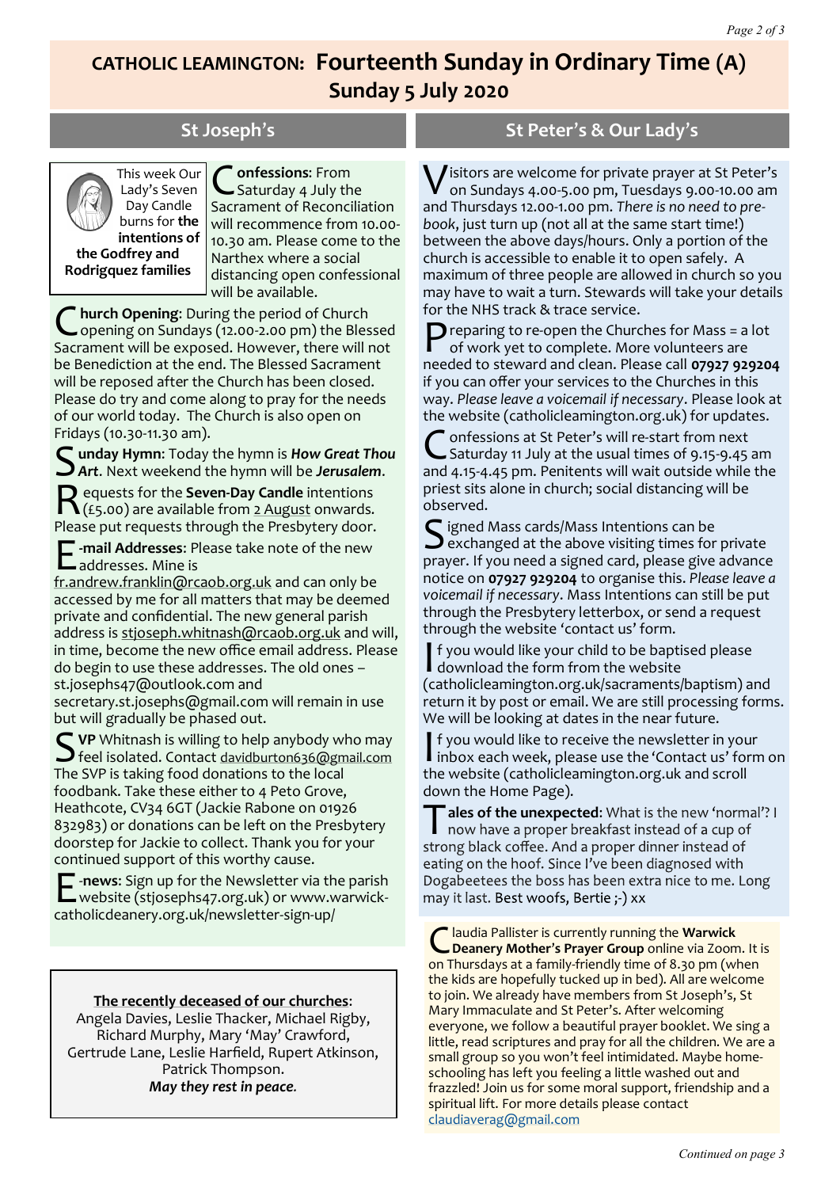# CATHOLIC LEAMINGTON: Fourteenth Sunday in Ordinary Time (A)

## Sunday 5 July 2020

## St Joseph's

This week Our Lady's Seven Day Candle burns for **the intentions of the Godfrey and Rodrigquez families**

**Confessions**: From Saturday 4 July the Sacrament of Reconciliation will recommence from 10.00-10.30 am. Please come to the Narthex where a social distancing open confessional will be available.

**Church Opening**: During the period of Church opening on Sundays (12.00-2.00 pm) the Blessed Sacrament will be exposed. However, there will not be Benediction at the end. The Blessed Sacrament will be reposed after the Church has been closed. Please do try and come along to pray for the needs of our world today. The Church is also open on Fridays (10.30-11.30 am).

**Sunday Hymn**: Today the hymn is ***How Great Thou Art***. Next weekend the hymn will be ***Jerusalem***.

Requests for the **Seven-Day Candle** intentions (£5.00) are available from 2 August onwards. Please put requests through the Presbytery door.

**E-mail Addresses**: Please take note of the new addresses. Mine is fr.andrew.franklin@rcaob.org.uk and can only be accessed by me for all matters that may be deemed private and confidential. The new general parish address is stjoseph.whitnash@rcaob.org.uk and will, in time, become the new office email address. Please do begin to use these addresses. The old ones – st.josephs47@outlook.com and secretary.st.josephs@gmail.com will remain in use but will gradually be phased out.

**SVP** Whitnash is willing to help anybody who may feel isolated. Contact davidburton636@gmail.com The SVP is taking food donations to the local foodbank. Take these either to 4 Peto Grove, Heathcote, CV34 6GT (Jackie Rabone on 01926 832983) or donations can be left on the Presbytery doorstep for Jackie to collect. Thank you for your continued support of this worthy cause.

**E-news**: Sign up for the Newsletter via the parish website (stjosephs47.org.uk) or www.warwick-catholicdeanery.org.uk/newsletter-sign-up/

**The recently deceased of our churches**:
Angela Davies, Leslie Thacker, Michael Rigby, Richard Murphy, Mary 'May' Crawford, Gertrude Lane, Leslie Harfield, Rupert Atkinson, Patrick Thompson.
***May they rest in peace.***

## St Peter's & Our Lady's

Visitors are welcome for private prayer at St Peter's on Sundays 4.00-5.00 pm, Tuesdays 9.00-10.00 am and Thursdays 12.00-1.00 pm. *There is no need to pre-book*, just turn up (not all at the same start time!) between the above days/hours. Only a portion of the church is accessible to enable it to open safely. A maximum of three people are allowed in church so you may have to wait a turn. Stewards will take your details for the NHS track & trace service.

Preparing to re-open the Churches for Mass = a lot of work yet to complete. More volunteers are needed to steward and clean. Please call **07927 929204** if you can offer your services to the Churches in this way. *Please leave a voicemail if necessary*. Please look at the website (catholicleamington.org.uk) for updates.

Confessions at St Peter's will re-start from next Saturday 11 July at the usual times of 9.15-9.45 am and 4.15-4.45 pm. Penitents will wait outside while the priest sits alone in church; social distancing will be observed.

Signed Mass cards/Mass Intentions can be exchanged at the above visiting times for private prayer. If you need a signed card, please give advance notice on **07927 929204** to organise this. *Please leave a voicemail if necessary*. Mass Intentions can still be put through the Presbytery letterbox, or send a request through the website 'contact us' form.

If you would like your child to be baptised please download the form from the website (catholicleamington.org.uk/sacraments/baptism) and return it by post or email. We are still processing forms. We will be looking at dates in the near future.

If you would like to receive the newsletter in your inbox each week, please use the 'Contact us' form on the website (catholicleamington.org.uk and scroll down the Home Page).

**Tales of the unexpected**: What is the new 'normal'? I now have a proper breakfast instead of a cup of strong black coffee. And a proper dinner instead of eating on the hoof. Since I've been diagnosed with Dogabeetees the boss has been extra nice to me. Long may it last. Best woofs, Bertie ;-) xx

Claudia Pallister is currently running the **Warwick Deanery Mother's Prayer Group** online via Zoom. It is on Thursdays at a family-friendly time of 8.30 pm (when the kids are hopefully tucked up in bed). All are welcome to join. We already have members from St Joseph's, St Mary Immaculate and St Peter's. After welcoming everyone, we follow a beautiful prayer booklet. We sing a little, read scriptures and pray for all the children. We are a small group so you won't feel intimidated. Maybe home-schooling has left you feeling a little washed out and frazzled! Join us for some moral support, friendship and a spiritual lift. For more details please contact claudiaverag@gmail.com

*Continued on page 3*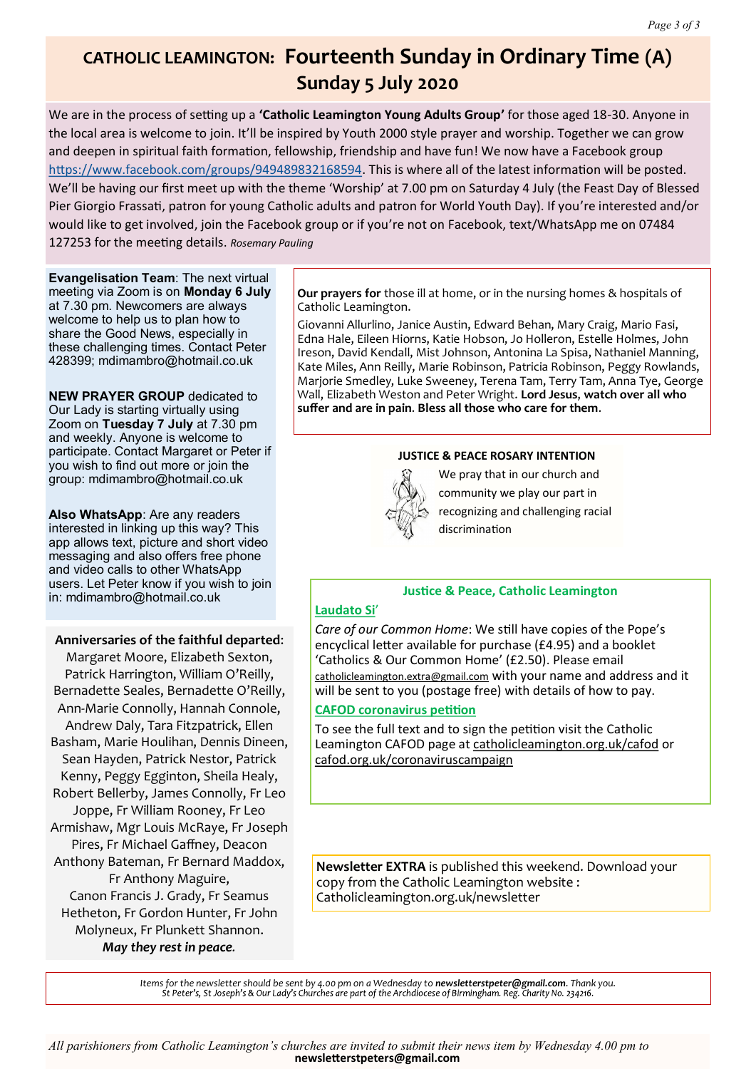# CATHOLIC LEAMINGTON: Fourteenth Sunday in Ordinary Time (A)
## Sunday 5 July 2020

We are in the process of setting up a **'Catholic Leamington Young Adults Group'** for those aged 18-30. Anyone in the local area is welcome to join. It'll be inspired by Youth 2000 style prayer and worship. Together we can grow and deepen in spiritual faith formation, fellowship, friendship and have fun! We now have a Facebook group https://www.facebook.com/groups/949489832168594. This is where all of the latest information will be posted. We'll be having our first meet up with the theme 'Worship' at 7.00 pm on Saturday 4 July (the Feast Day of Blessed Pier Giorgio Frassati, patron for young Catholic adults and patron for World Youth Day). If you're interested and/or would like to get involved, join the Facebook group or if you're not on Facebook, text/WhatsApp me on 07484 127253 for the meeting details. *Rosemary Pauling*

**Evangelisation Team**: The next virtual meeting via Zoom is on **Monday 6 July** at 7.30 pm. Newcomers are always welcome to help us to plan how to share the Good News, especially in these challenging times. Contact Peter 428399; mdimambro@hotmail.co.uk

**NEW PRAYER GROUP** dedicated to Our Lady is starting virtually using Zoom on **Tuesday 7 July** at 7.30 pm and weekly. Anyone is welcome to participate. Contact Margaret or Peter if you wish to find out more or join the group: mdimambro@hotmail.co.uk

**Also WhatsApp**: Are any readers interested in linking up this way? This app allows text, picture and short video messaging and also offers free phone and video calls to other WhatsApp users. Let Peter know if you wish to join in: mdimambro@hotmail.co.uk

**Anniversaries of the faithful departed:**
Margaret Moore, Elizabeth Sexton, Patrick Harrington, William O'Reilly, Bernadette Seales, Bernadette O'Reilly, Ann-Marie Connolly, Hannah Connole, Andrew Daly, Tara Fitzpatrick, Ellen Basham, Marie Houlihan, Dennis Dineen, Sean Hayden, Patrick Nestor, Patrick Kenny, Peggy Egginton, Sheila Healy, Robert Bellerby, James Connolly, Fr Leo Joppe, Fr William Rooney, Fr Leo Armishaw, Mgr Louis McRaye, Fr Joseph Pires, Fr Michael Gaffney, Deacon Anthony Bateman, Fr Bernard Maddox, Fr Anthony Maguire, Canon Francis J. Grady, Fr Seamus Hetheton, Fr Gordon Hunter, Fr John Molyneux, Fr Plunkett Shannon.
***May they rest in peace.***

**Our prayers for** those ill at home, or in the nursing homes & hospitals of Catholic Leamington.

Giovanni Allurlino, Janice Austin, Edward Behan, Mary Craig, Mario Fasi, Edna Hale, Eileen Hiorns, Katie Hobson, Jo Holleron, Estelle Holmes, John Ireson, David Kendall, Mist Johnson, Antonina La Spisa, Nathaniel Manning, Kate Miles, Ann Reilly, Marie Robinson, Patricia Robinson, Peggy Rowlands, Marjorie Smedley, Luke Sweeney, Terena Tam, Terry Tam, Anna Tye, George Wall, Elizabeth Weston and Peter Wright. **Lord Jesus, watch over all who suffer and are in pain. Bless all those who care for them.**

**JUSTICE & PEACE ROSARY INTENTION**

We pray that in our church and community we play our part in recognizing and challenging racial discrimination

**Justice & Peace, Catholic Leamington**

**Laudato Si'**

*Care of our Common Home*: We still have copies of the Pope's encyclical letter available for purchase (£4.95) and a booklet 'Catholics & Our Common Home' (£2.50). Please email catholicleamington.extra@gmail.com with your name and address and it will be sent to you (postage free) with details of how to pay.

**CAFOD coronavirus petition**

To see the full text and to sign the petition visit the Catholic Leamington CAFOD page at catholicleamington.org.uk/cafod or cafod.org.uk/coronaviruscampaign

**Newsletter EXTRA** is published this weekend. Download your copy from the Catholic Leamington website : Catholicleamington.org.uk/newsletter

*Items for the newsletter should be sent by 4.00 pm on a Wednesday to **newsletterstpeter@gmail.com**. Thank you.*
*St Peter's, St Joseph's & Our Lady's Churches are part of the Archdiocese of Birmingham. Reg. Charity No. 234216.*

*All parishioners from Catholic Leamington's churches are invited to submit their news item by Wednesday 4.00 pm to* **newsletterstpeters@gmail.com**